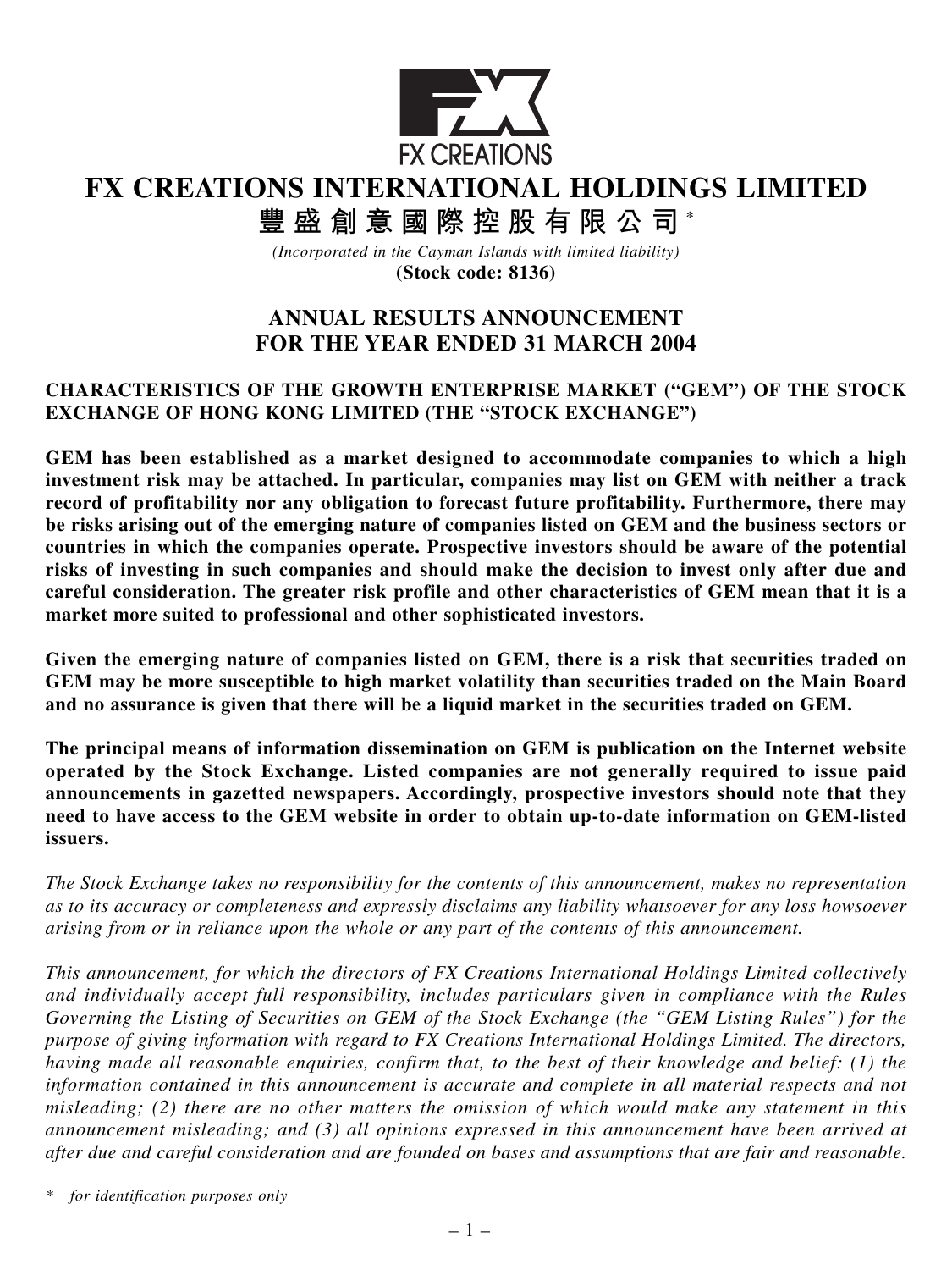FX CREATIONS

# FX CREATIONS INTERNATIONAL HOLDINGS LIMITED

# 豐盛創意國際控股有限公司*

*(Incorporated in the Cayman Islands with limited liability)*

**(Stock code: 8136)**

## ANNUAL RESULTS ANNOUNCEMENT FOR THE YEAR ENDED 31 MARCH 2004

**CHARACTERISTICS OF THE GROWTH ENTERPRISE MARKET ("GEM") OF THE STOCK EXCHANGE OF HONG KONG LIMITED (THE "STOCK EXCHANGE")**

**GEM has been established as a market designed to accommodate companies to which a high investment risk may be attached. In particular, companies may list on GEM with neither a track record of profitability nor any obligation to forecast future profitability. Furthermore, there may be risks arising out of the emerging nature of companies listed on GEM and the business sectors or countries in which the companies operate. Prospective investors should be aware of the potential risks of investing in such companies and should make the decision to invest only after due and careful consideration. The greater risk profile and other characteristics of GEM mean that it is a market more suited to professional and other sophisticated investors.**

**Given the emerging nature of companies listed on GEM, there is a risk that securities traded on GEM may be more susceptible to high market volatility than securities traded on the Main Board and no assurance is given that there will be a liquid market in the securities traded on GEM.**

**The principal means of information dissemination on GEM is publication on the Internet website operated by the Stock Exchange. Listed companies are not generally required to issue paid announcements in gazetted newspapers. Accordingly, prospective investors should note that they need to have access to the GEM website in order to obtain up-to-date information on GEM-listed issuers.**

*The Stock Exchange takes no responsibility for the contents of this announcement, makes no representation as to its accuracy or completeness and expressly disclaims any liability whatsoever for any loss howsoever arising from or in reliance upon the whole or any part of the contents of this announcement.*

*This announcement, for which the directors of FX Creations International Holdings Limited collectively and individually accept full responsibility, includes particulars given in compliance with the Rules Governing the Listing of Securities on GEM of the Stock Exchange (the "GEM Listing Rules") for the purpose of giving information with regard to FX Creations International Holdings Limited. The directors, having made all reasonable enquiries, confirm that, to the best of their knowledge and belief: (1) the information contained in this announcement is accurate and complete in all material respects and not misleading; (2) there are no other matters the omission of which would make any statement in this announcement misleading; and (3) all opinions expressed in this announcement have been arrived at after due and careful consideration and are founded on bases and assumptions that are fair and reasonable.*

\* *for identification purposes only*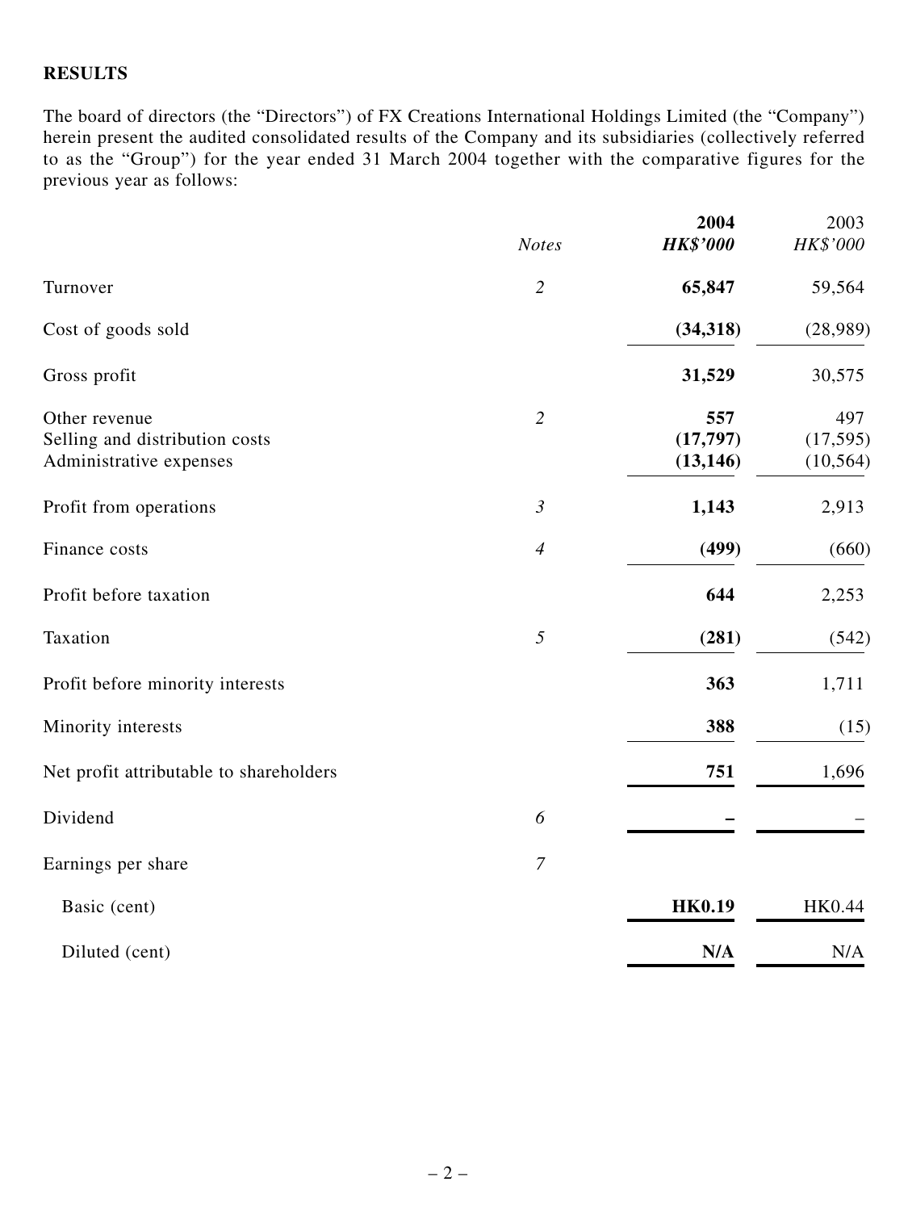## RESULTS

The board of directors (the "Directors") of FX Creations International Holdings Limited (the "Company") herein present the audited consolidated results of the Company and its subsidiaries (collectively referred to as the "Group") for the year ended 31 March 2004 together with the comparative figures for the previous year as follows:

| | *Notes* | **2004** | 2003 |
|---|---|---|---|
| | | ***HK$'000*** | *HK$'000* |
| Turnover | *2* | **65,847** | 59,564 |
| Cost of goods sold | | **(34,318)** | (28,989) |
| Gross profit | | **31,529** | 30,575 |
| Other revenue | *2* | **557** | 497 |
| Selling and distribution costs | | **(17,797)** | (17,595) |
| Administrative expenses | | **(13,146)** | (10,564) |
| Profit from operations | *3* | **1,143** | 2,913 |
| Finance costs | *4* | **(499)** | (660) |
| Profit before taxation | | **644** | 2,253 |
| Taxation | *5* | **(281)** | (542) |
| Profit before minority interests | | **363** | 1,711 |
| Minority interests | | **388** | (15) |
| Net profit attributable to shareholders | | **751** | 1,696 |
| Dividend | *6* | **–** | – |
| Earnings per share | *7* | | |
| Basic (cent) | | **HK0.19** | HK0.44 |
| Diluted (cent) | | **N/A** | N/A |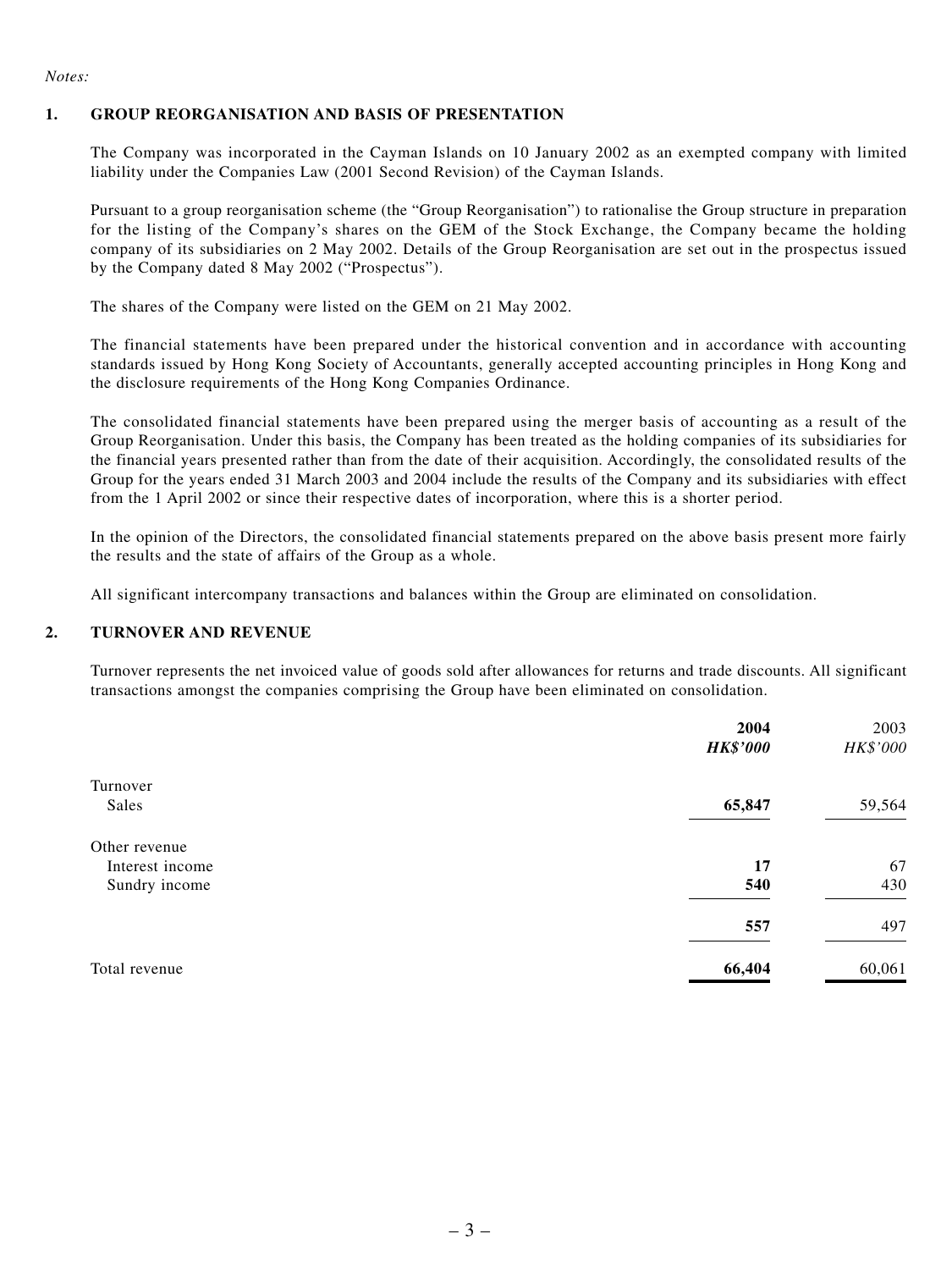*Notes:*

## 1. GROUP REORGANISATION AND BASIS OF PRESENTATION

The Company was incorporated in the Cayman Islands on 10 January 2002 as an exempted company with limited liability under the Companies Law (2001 Second Revision) of the Cayman Islands.

Pursuant to a group reorganisation scheme (the "Group Reorganisation") to rationalise the Group structure in preparation for the listing of the Company's shares on the GEM of the Stock Exchange, the Company became the holding company of its subsidiaries on 2 May 2002. Details of the Group Reorganisation are set out in the prospectus issued by the Company dated 8 May 2002 ("Prospectus").

The shares of the Company were listed on the GEM on 21 May 2002.

The financial statements have been prepared under the historical convention and in accordance with accounting standards issued by Hong Kong Society of Accountants, generally accepted accounting principles in Hong Kong and the disclosure requirements of the Hong Kong Companies Ordinance.

The consolidated financial statements have been prepared using the merger basis of accounting as a result of the Group Reorganisation. Under this basis, the Company has been treated as the holding companies of its subsidiaries for the financial years presented rather than from the date of their acquisition. Accordingly, the consolidated results of the Group for the years ended 31 March 2003 and 2004 include the results of the Company and its subsidiaries with effect from the 1 April 2002 or since their respective dates of incorporation, where this is a shorter period.

In the opinion of the Directors, the consolidated financial statements prepared on the above basis present more fairly the results and the state of affairs of the Group as a whole.

All significant intercompany transactions and balances within the Group are eliminated on consolidation.

## 2. TURNOVER AND REVENUE

Turnover represents the net invoiced value of goods sold after allowances for returns and trade discounts. All significant transactions amongst the companies comprising the Group have been eliminated on consolidation.

| | **2004** | 2003 |
|---|---|---|
| | ***HK$'000*** | *HK$'000* |
| Turnover | | |
| Sales | **65,847** | 59,564 |
| Other revenue | | |
| Interest income | **17** | 67 |
| Sundry income | **540** | 430 |
| | **557** | 497 |
| Total revenue | **66,404** | 60,061 |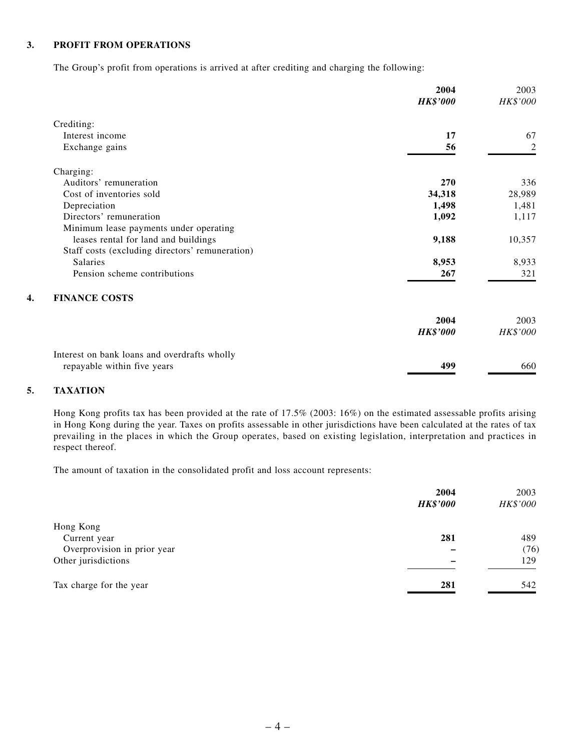## 3. PROFIT FROM OPERATIONS

The Group's profit from operations is arrived at after crediting and charging the following:

| | **2004** | 2003 |
|---|---|---|
| | ***HK$'000*** | *HK$'000* |
| Crediting: | | |
| Interest income | **17** | 67 |
| Exchange gains | **56** | 2 |
| Charging: | | |
| Auditors' remuneration | **270** | 336 |
| Cost of inventories sold | **34,318** | 28,989 |
| Depreciation | **1,498** | 1,481 |
| Directors' remuneration | **1,092** | 1,117 |
| Minimum lease payments under operating leases rental for land and buildings | **9,188** | 10,357 |
| Staff costs (excluding directors' remuneration) | | |
| Salaries | **8,953** | 8,933 |
| Pension scheme contributions | **267** | 321 |

## 4. FINANCE COSTS

| | **2004** | 2003 |
|---|---|---|
| | ***HK$'000*** | *HK$'000* |
| Interest on bank loans and overdrafts wholly repayable within five years | **499** | 660 |

## 5. TAXATION

Hong Kong profits tax has been provided at the rate of 17.5% (2003: 16%) on the estimated assessable profits arising in Hong Kong during the year. Taxes on profits assessable in other jurisdictions have been calculated at the rates of tax prevailing in the places in which the Group operates, based on existing legislation, interpretation and practices in respect thereof.

The amount of taxation in the consolidated profit and loss account represents:

| | **2004** | 2003 |
|---|---|---|
| | ***HK$'000*** | *HK$'000* |
| Hong Kong | | |
| Current year | **281** | 489 |
| Overprovision in prior year | **–** | (76) |
| Other jurisdictions | **–** | 129 |
| Tax charge for the year | **281** | 542 |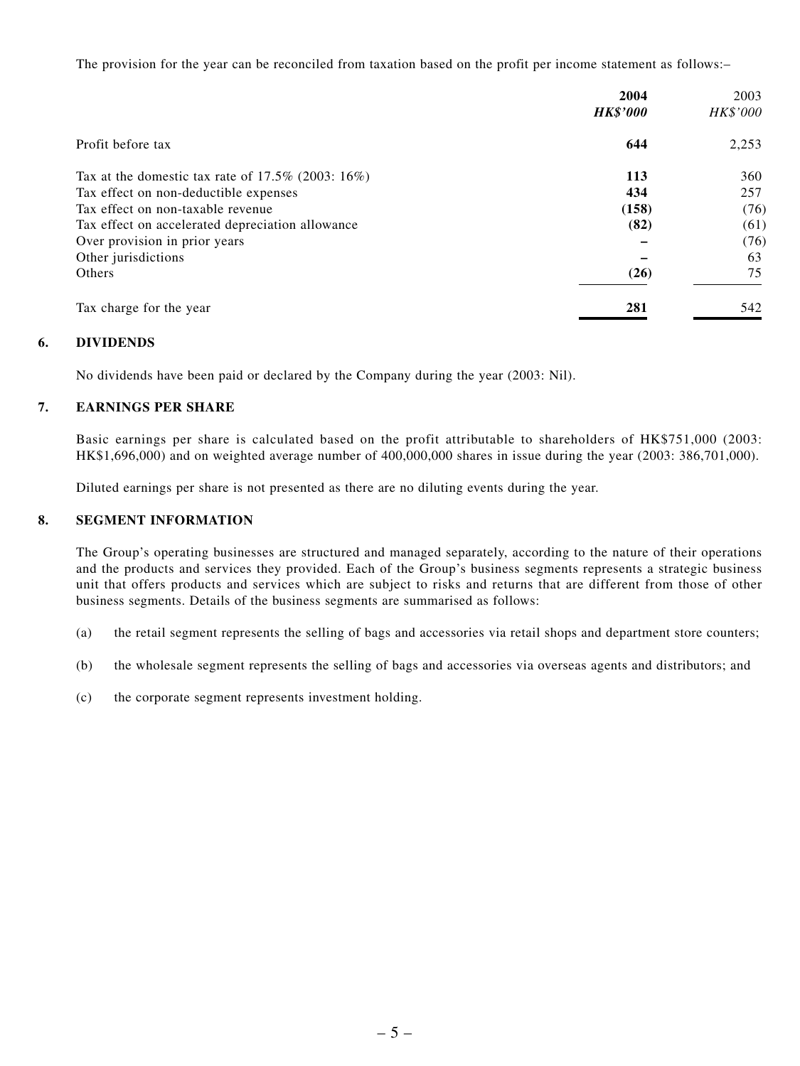The provision for the year can be reconciled from taxation based on the profit per income statement as follows:–

| | **2004** | 2003 |
|---|---|---|
| | ***HK$'000*** | *HK$'000* |
| Profit before tax | **644** | 2,253 |
| Tax at the domestic tax rate of 17.5% (2003: 16%) | **113** | 360 |
| Tax effect on non-deductible expenses | **434** | 257 |
| Tax effect on non-taxable revenue | **(158)** | (76) |
| Tax effect on accelerated depreciation allowance | **(82)** | (61) |
| Over provision in prior years | **–** | (76) |
| Other jurisdictions | **–** | 63 |
| Others | **(26)** | 75 |
| Tax charge for the year | **281** | 542 |

## 6. DIVIDENDS

No dividends have been paid or declared by the Company during the year (2003: Nil).

## 7. EARNINGS PER SHARE

Basic earnings per share is calculated based on the profit attributable to shareholders of HK$751,000 (2003: HK$1,696,000) and on weighted average number of 400,000,000 shares in issue during the year (2003: 386,701,000).

Diluted earnings per share is not presented as there are no diluting events during the year.

## 8. SEGMENT INFORMATION

The Group's operating businesses are structured and managed separately, according to the nature of their operations and the products and services they provided. Each of the Group's business segments represents a strategic business unit that offers products and services which are subject to risks and returns that are different from those of other business segments. Details of the business segments are summarised as follows:

(a) the retail segment represents the selling of bags and accessories via retail shops and department store counters;

(b) the wholesale segment represents the selling of bags and accessories via overseas agents and distributors; and

(c) the corporate segment represents investment holding.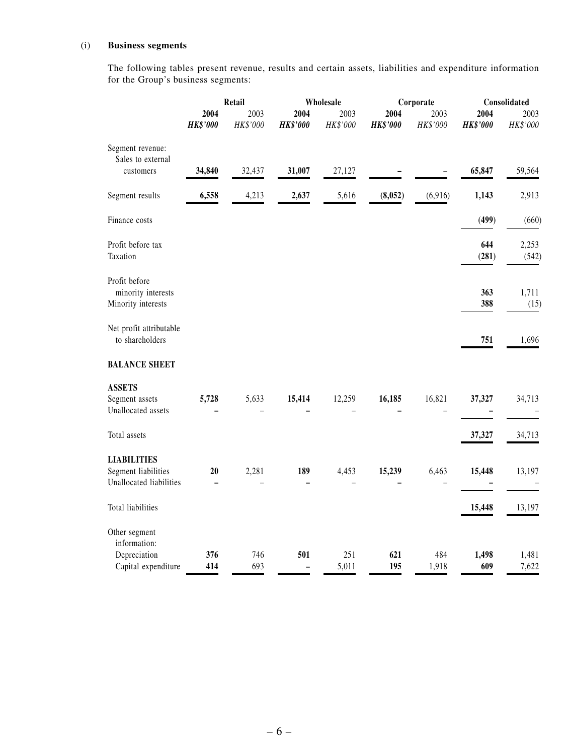(i) **Business segments**

The following tables present revenue, results and certain assets, liabilities and expenditure information for the Group's business segments:

| | Retail | | Wholesale | | Corporate | | Consolidated | |
|---|---|---|---|---|---|---|---|---|
| | **2004** | 2003 | **2004** | 2003 | **2004** | 2003 | **2004** | 2003 |
| | ***HK$'000*** | *HK$'000* | ***HK$'000*** | *HK$'000* | ***HK$'000*** | *HK$'000* | ***HK$'000*** | *HK$'000* |
| Segment revenue: | | | | | | | | |
| Sales to external customers | **34,840** | 32,437 | **31,007** | 27,127 | **–** | – | **65,847** | 59,564 |
| Segment results | **6,558** | 4,213 | **2,637** | 5,616 | **(8,052)** | (6,916) | **1,143** | 2,913 |
| Finance costs | | | | | | | **(499)** | (660) |
| Profit before tax | | | | | | | **644** | 2,253 |
| Taxation | | | | | | | **(281)** | (542) |
| Profit before minority interests | | | | | | | **363** | 1,711 |
| Minority interests | | | | | | | **388** | (15) |
| Net profit attributable to shareholders | | | | | | | **751** | 1,696 |
| **BALANCE SHEET** | | | | | | | | |
| **ASSETS** | | | | | | | | |
| Segment assets | **5,728** | 5,633 | **15,414** | 12,259 | **16,185** | 16,821 | **37,327** | 34,713 |
| Unallocated assets | **–** | – | **–** | – | **–** | – | **–** | – |
| Total assets | | | | | | | **37,327** | 34,713 |
| **LIABILITIES** | | | | | | | | |
| Segment liabilities | **20** | 2,281 | **189** | 4,453 | **15,239** | 6,463 | **15,448** | 13,197 |
| Unallocated liabilities | **–** | – | **–** | – | **–** | – | **–** | – |
| Total liabilities | | | | | | | **15,448** | 13,197 |
| Other segment information: | | | | | | | | |
| Depreciation | **376** | 746 | **501** | 251 | **621** | 484 | **1,498** | 1,481 |
| Capital expenditure | **414** | 693 | **–** | 5,011 | **195** | 1,918 | **609** | 7,622 |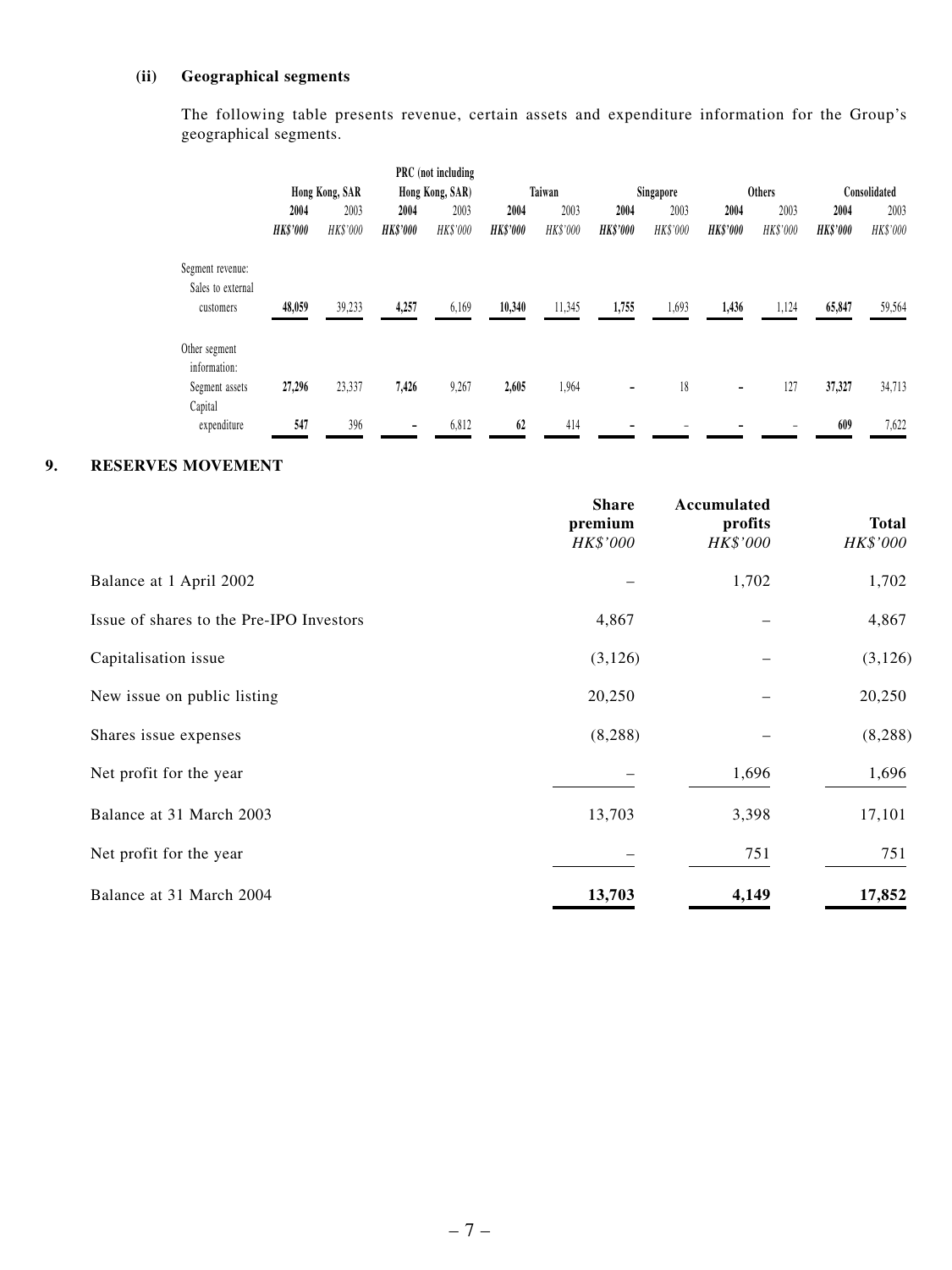**(ii) Geographical segments**

The following table presents revenue, certain assets and expenditure information for the Group's geographical segments.

| | Hong Kong, SAR | | PRC (not including Hong Kong, SAR) | | Taiwan | | Singapore | | Others | | Consolidated | |
|---|---|---|---|---|---|---|---|---|---|---|---|---|
| | **2004** | 2003 | **2004** | 2003 | **2004** | 2003 | **2004** | 2003 | **2004** | 2003 | **2004** | 2003 |
| | ***HK$'000*** | *HK$'000* | ***HK$'000*** | *HK$'000* | ***HK$'000*** | *HK$'000* | ***HK$'000*** | *HK$'000* | ***HK$'000*** | *HK$'000* | ***HK$'000*** | *HK$'000* |
| Segment revenue: | | | | | | | | | | | | |
| Sales to external customers | **48,059** | 39,233 | **4,257** | 6,169 | **10,340** | 11,345 | **1,755** | 1,693 | **1,436** | 1,124 | **65,847** | 59,564 |
| Other segment information: | | | | | | | | | | | | |
| Segment assets | **27,296** | 23,337 | **7,426** | 9,267 | **2,605** | 1,964 | **–** | 18 | **–** | 127 | **37,327** | 34,713 |
| Capital expenditure | **547** | 396 | **–** | 6,812 | **62** | 414 | **–** | – | **–** | – | **609** | 7,622 |

## 9. RESERVES MOVEMENT

| | Share premium | Accumulated profits | Total |
|---|---|---|---|
| | *HK$'000* | *HK$'000* | *HK$'000* |
| Balance at 1 April 2002 | – | 1,702 | 1,702 |
| Issue of shares to the Pre-IPO Investors | 4,867 | – | 4,867 |
| Capitalisation issue | (3,126) | – | (3,126) |
| New issue on public listing | 20,250 | – | 20,250 |
| Shares issue expenses | (8,288) | – | (8,288) |
| Net profit for the year | – | 1,696 | 1,696 |
| Balance at 31 March 2003 | 13,703 | 3,398 | 17,101 |
| Net profit for the year | – | 751 | 751 |
| Balance at 31 March 2004 | **13,703** | **4,149** | **17,852** |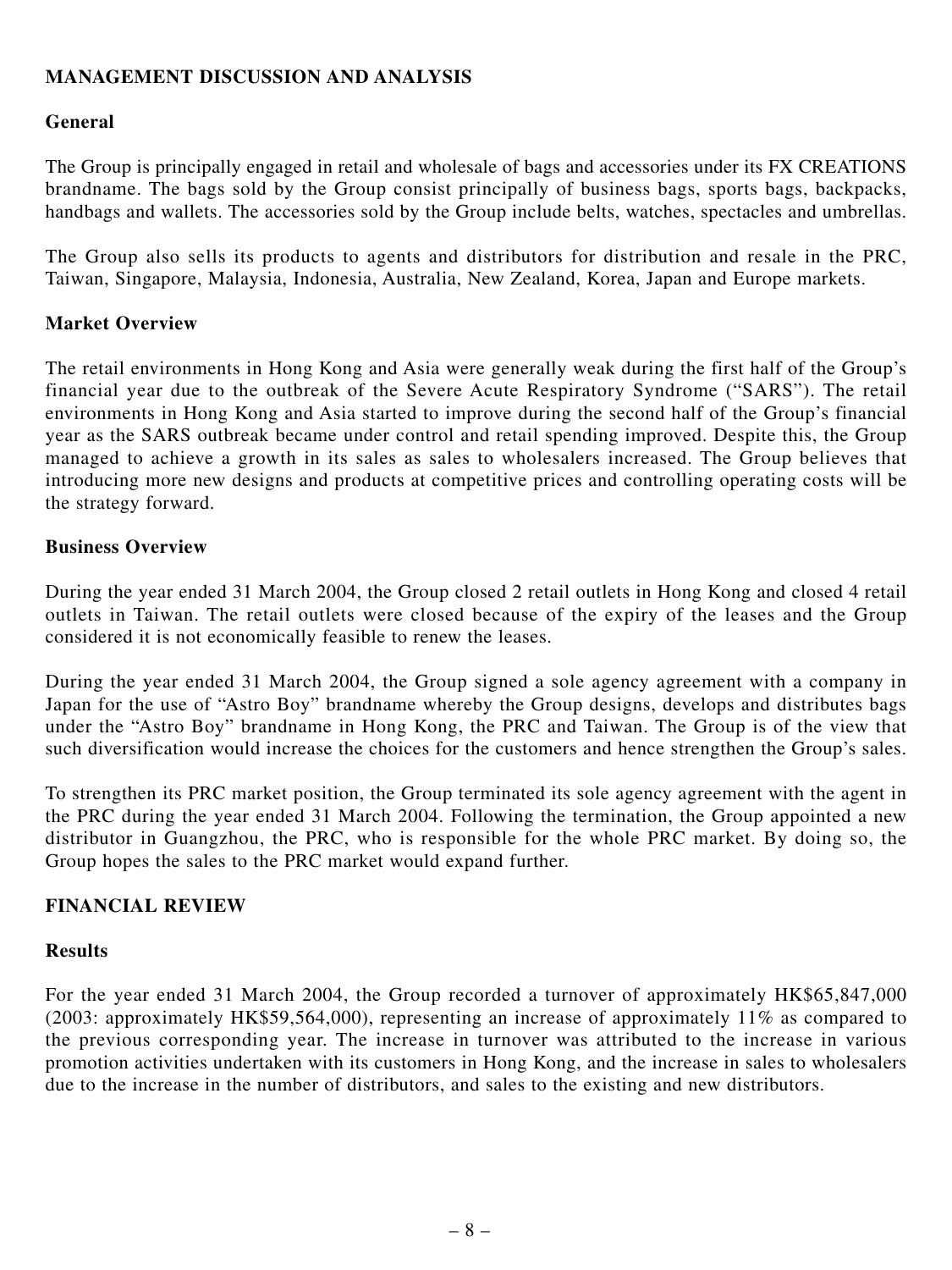## MANAGEMENT DISCUSSION AND ANALYSIS

### General

The Group is principally engaged in retail and wholesale of bags and accessories under its FX CREATIONS brandname. The bags sold by the Group consist principally of business bags, sports bags, backpacks, handbags and wallets. The accessories sold by the Group include belts, watches, spectacles and umbrellas.

The Group also sells its products to agents and distributors for distribution and resale in the PRC, Taiwan, Singapore, Malaysia, Indonesia, Australia, New Zealand, Korea, Japan and Europe markets.

### Market Overview

The retail environments in Hong Kong and Asia were generally weak during the first half of the Group's financial year due to the outbreak of the Severe Acute Respiratory Syndrome ("SARS"). The retail environments in Hong Kong and Asia started to improve during the second half of the Group's financial year as the SARS outbreak became under control and retail spending improved. Despite this, the Group managed to achieve a growth in its sales as sales to wholesalers increased. The Group believes that introducing more new designs and products at competitive prices and controlling operating costs will be the strategy forward.

### Business Overview

During the year ended 31 March 2004, the Group closed 2 retail outlets in Hong Kong and closed 4 retail outlets in Taiwan. The retail outlets were closed because of the expiry of the leases and the Group considered it is not economically feasible to renew the leases.

During the year ended 31 March 2004, the Group signed a sole agency agreement with a company in Japan for the use of "Astro Boy" brandname whereby the Group designs, develops and distributes bags under the "Astro Boy" brandname in Hong Kong, the PRC and Taiwan. The Group is of the view that such diversification would increase the choices for the customers and hence strengthen the Group's sales.

To strengthen its PRC market position, the Group terminated its sole agency agreement with the agent in the PRC during the year ended 31 March 2004. Following the termination, the Group appointed a new distributor in Guangzhou, the PRC, who is responsible for the whole PRC market. By doing so, the Group hopes the sales to the PRC market would expand further.

## FINANCIAL REVIEW

### Results

For the year ended 31 March 2004, the Group recorded a turnover of approximately HK$65,847,000 (2003: approximately HK$59,564,000), representing an increase of approximately 11% as compared to the previous corresponding year. The increase in turnover was attributed to the increase in various promotion activities undertaken with its customers in Hong Kong, and the increase in sales to wholesalers due to the increase in the number of distributors, and sales to the existing and new distributors.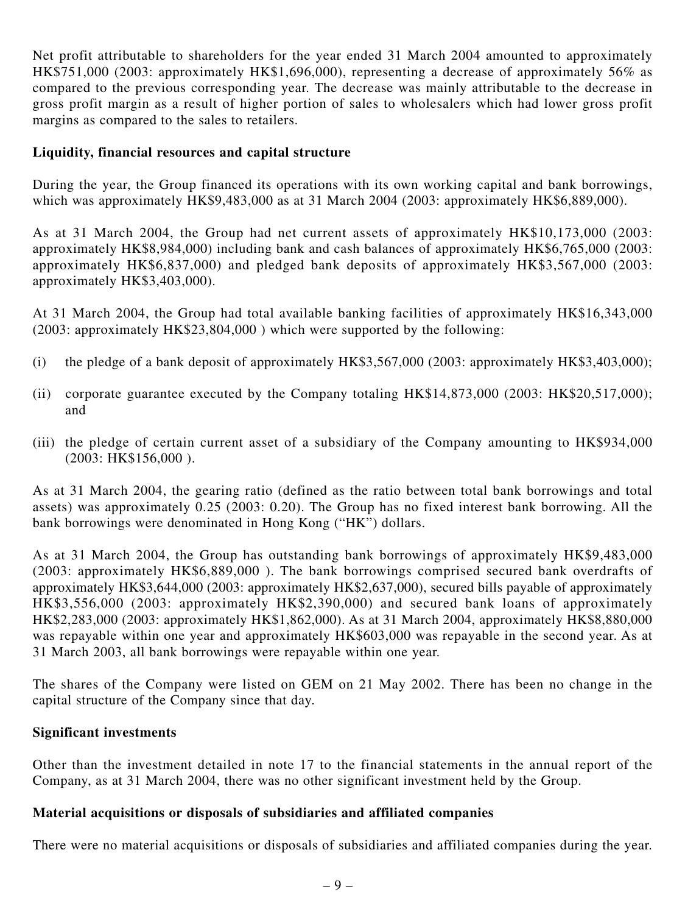Net profit attributable to shareholders for the year ended 31 March 2004 amounted to approximately HK$751,000 (2003: approximately HK$1,696,000), representing a decrease of approximately 56% as compared to the previous corresponding year. The decrease was mainly attributable to the decrease in gross profit margin as a result of higher portion of sales to wholesalers which had lower gross profit margins as compared to the sales to retailers.

**Liquidity, financial resources and capital structure**

During the year, the Group financed its operations with its own working capital and bank borrowings, which was approximately HK$9,483,000 as at 31 March 2004 (2003: approximately HK$6,889,000).

As at 31 March 2004, the Group had net current assets of approximately HK$10,173,000 (2003: approximately HK$8,984,000) including bank and cash balances of approximately HK$6,765,000 (2003: approximately HK$6,837,000) and pledged bank deposits of approximately HK$3,567,000 (2003: approximately HK$3,403,000).

At 31 March 2004, the Group had total available banking facilities of approximately HK$16,343,000 (2003: approximately HK$23,804,000 ) which were supported by the following:

(i) the pledge of a bank deposit of approximately HK$3,567,000 (2003: approximately HK$3,403,000);

(ii) corporate guarantee executed by the Company totaling HK$14,873,000 (2003: HK$20,517,000); and

(iii) the pledge of certain current asset of a subsidiary of the Company amounting to HK$934,000 (2003: HK$156,000 ).

As at 31 March 2004, the gearing ratio (defined as the ratio between total bank borrowings and total assets) was approximately 0.25 (2003: 0.20). The Group has no fixed interest bank borrowing. All the bank borrowings were denominated in Hong Kong ("HK") dollars.

As at 31 March 2004, the Group has outstanding bank borrowings of approximately HK$9,483,000 (2003: approximately HK$6,889,000 ). The bank borrowings comprised secured bank overdrafts of approximately HK$3,644,000 (2003: approximately HK$2,637,000), secured bills payable of approximately HK$3,556,000 (2003: approximately HK$2,390,000) and secured bank loans of approximately HK$2,283,000 (2003: approximately HK$1,862,000). As at 31 March 2004, approximately HK$8,880,000 was repayable within one year and approximately HK$603,000 was repayable in the second year. As at 31 March 2003, all bank borrowings were repayable within one year.

The shares of the Company were listed on GEM on 21 May 2002. There has been no change in the capital structure of the Company since that day.

**Significant investments**

Other than the investment detailed in note 17 to the financial statements in the annual report of the Company, as at 31 March 2004, there was no other significant investment held by the Group.

**Material acquisitions or disposals of subsidiaries and affiliated companies**

There were no material acquisitions or disposals of subsidiaries and affiliated companies during the year.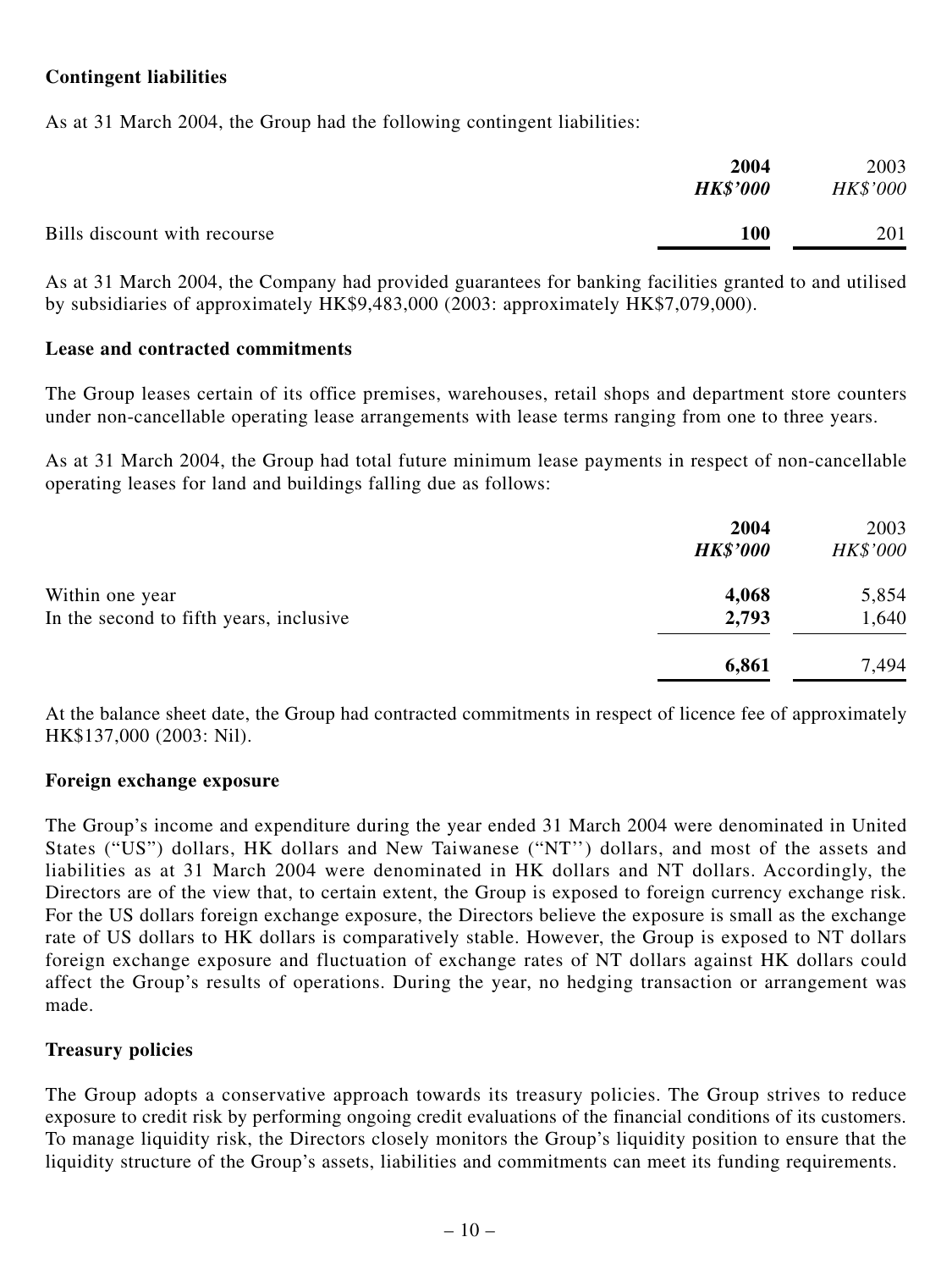### Contingent liabilities

As at 31 March 2004, the Group had the following contingent liabilities:

| | 2004 | 2003 |
|---|---|---|
| | *HK$'000* | *HK$'000* |
| Bills discount with recourse | **100** | 201 |

As at 31 March 2004, the Company had provided guarantees for banking facilities granted to and utilised by subsidiaries of approximately HK$9,483,000 (2003: approximately HK$7,079,000).

### Lease and contracted commitments

The Group leases certain of its office premises, warehouses, retail shops and department store counters under non-cancellable operating lease arrangements with lease terms ranging from one to three years.

As at 31 March 2004, the Group had total future minimum lease payments in respect of non-cancellable operating leases for land and buildings falling due as follows:

| | 2004 | 2003 |
|---|---|---|
| | *HK$'000* | *HK$'000* |
| Within one year | **4,068** | 5,854 |
| In the second to fifth years, inclusive | **2,793** | 1,640 |
| | **6,861** | 7,494 |

At the balance sheet date, the Group had contracted commitments in respect of licence fee of approximately HK$137,000 (2003: Nil).

### Foreign exchange exposure

The Group's income and expenditure during the year ended 31 March 2004 were denominated in United States ("US") dollars, HK dollars and New Taiwanese ("NT'') dollars, and most of the assets and liabilities as at 31 March 2004 were denominated in HK dollars and NT dollars. Accordingly, the Directors are of the view that, to certain extent, the Group is exposed to foreign currency exchange risk. For the US dollars foreign exchange exposure, the Directors believe the exposure is small as the exchange rate of US dollars to HK dollars is comparatively stable. However, the Group is exposed to NT dollars foreign exchange exposure and fluctuation of exchange rates of NT dollars against HK dollars could affect the Group's results of operations. During the year, no hedging transaction or arrangement was made.

### Treasury policies

The Group adopts a conservative approach towards its treasury policies. The Group strives to reduce exposure to credit risk by performing ongoing credit evaluations of the financial conditions of its customers. To manage liquidity risk, the Directors closely monitors the Group's liquidity position to ensure that the liquidity structure of the Group's assets, liabilities and commitments can meet its funding requirements.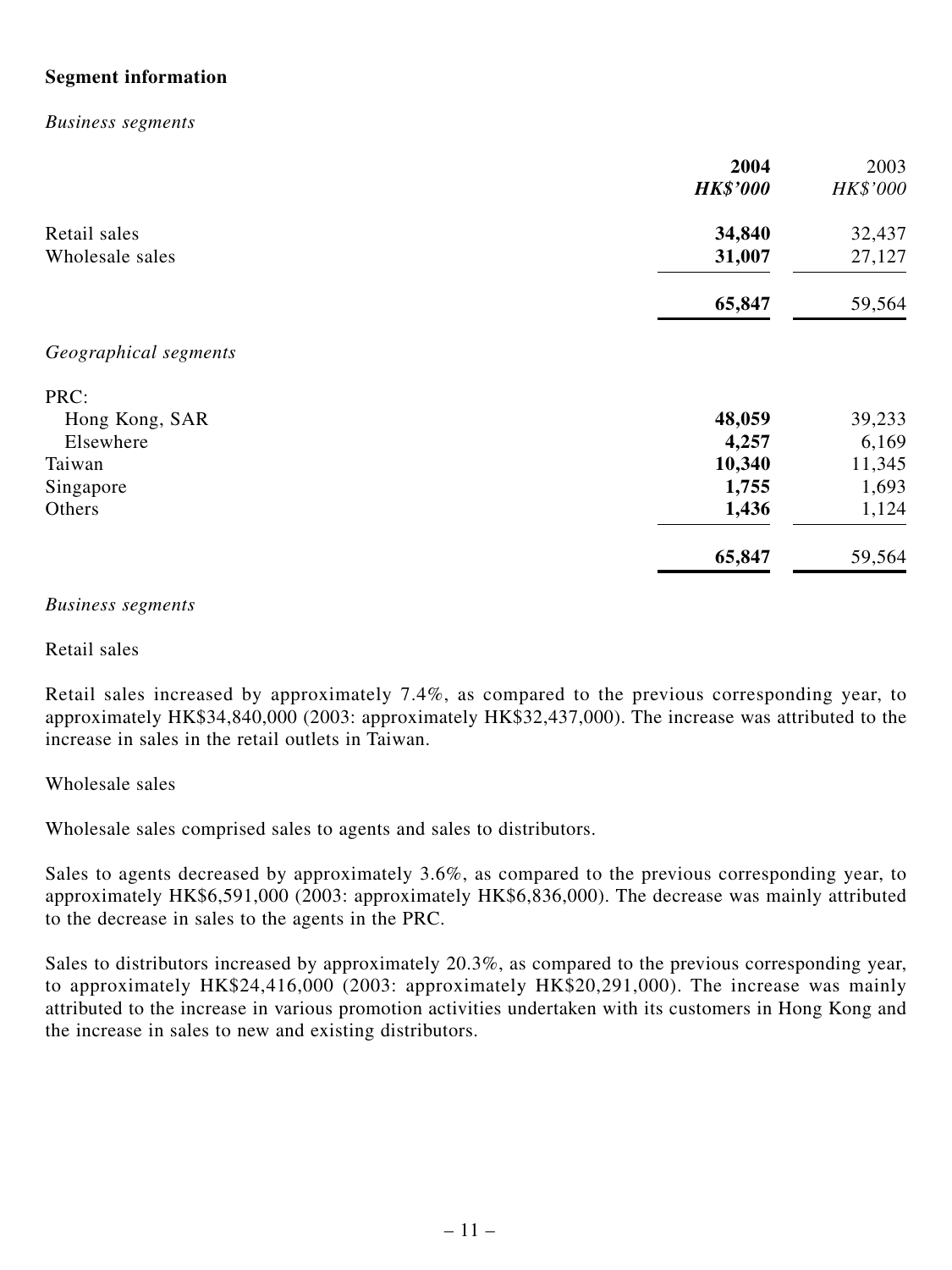## Segment information

*Business segments*

| | 2004 | 2003 |
|---|---|---|
| | ***HK$'000*** | *HK$'000* |
| Retail sales | **34,840** | 32,437 |
| Wholesale sales | **31,007** | 27,127 |
| | **65,847** | 59,564 |

*Geographical segments*

| | 2004 | 2003 |
|---|---|---|
| PRC: | | |
| Hong Kong, SAR | **48,059** | 39,233 |
| Elsewhere | **4,257** | 6,169 |
| Taiwan | **10,340** | 11,345 |
| Singapore | **1,755** | 1,693 |
| Others | **1,436** | 1,124 |
| | **65,847** | 59,564 |

*Business segments*

Retail sales

Retail sales increased by approximately 7.4%, as compared to the previous corresponding year, to approximately HK$34,840,000 (2003: approximately HK$32,437,000). The increase was attributed to the increase in sales in the retail outlets in Taiwan.

Wholesale sales

Wholesale sales comprised sales to agents and sales to distributors.

Sales to agents decreased by approximately 3.6%, as compared to the previous corresponding year, to approximately HK$6,591,000 (2003: approximately HK$6,836,000). The decrease was mainly attributed to the decrease in sales to the agents in the PRC.

Sales to distributors increased by approximately 20.3%, as compared to the previous corresponding year, to approximately HK$24,416,000 (2003: approximately HK$20,291,000). The increase was mainly attributed to the increase in various promotion activities undertaken with its customers in Hong Kong and the increase in sales to new and existing distributors.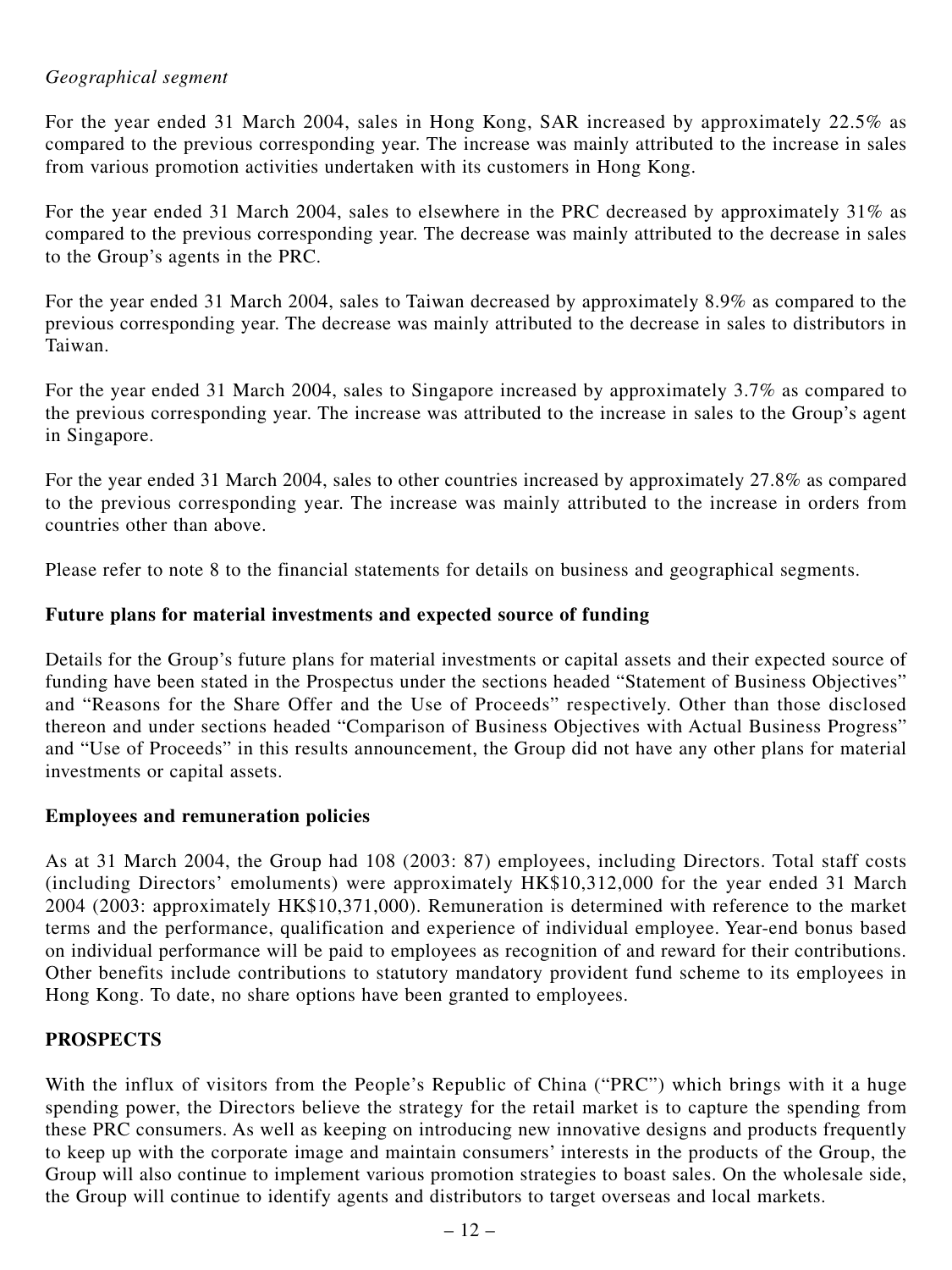*Geographical segment*

For the year ended 31 March 2004, sales in Hong Kong, SAR increased by approximately 22.5% as compared to the previous corresponding year. The increase was mainly attributed to the increase in sales from various promotion activities undertaken with its customers in Hong Kong.

For the year ended 31 March 2004, sales to elsewhere in the PRC decreased by approximately 31% as compared to the previous corresponding year. The decrease was mainly attributed to the decrease in sales to the Group's agents in the PRC.

For the year ended 31 March 2004, sales to Taiwan decreased by approximately 8.9% as compared to the previous corresponding year. The decrease was mainly attributed to the decrease in sales to distributors in Taiwan.

For the year ended 31 March 2004, sales to Singapore increased by approximately 3.7% as compared to the previous corresponding year. The increase was attributed to the increase in sales to the Group's agent in Singapore.

For the year ended 31 March 2004, sales to other countries increased by approximately 27.8% as compared to the previous corresponding year. The increase was mainly attributed to the increase in orders from countries other than above.

Please refer to note 8 to the financial statements for details on business and geographical segments.

**Future plans for material investments and expected source of funding**

Details for the Group's future plans for material investments or capital assets and their expected source of funding have been stated in the Prospectus under the sections headed "Statement of Business Objectives" and "Reasons for the Share Offer and the Use of Proceeds" respectively. Other than those disclosed thereon and under sections headed "Comparison of Business Objectives with Actual Business Progress" and "Use of Proceeds" in this results announcement, the Group did not have any other plans for material investments or capital assets.

**Employees and remuneration policies**

As at 31 March 2004, the Group had 108 (2003: 87) employees, including Directors. Total staff costs (including Directors' emoluments) were approximately HK$10,312,000 for the year ended 31 March 2004 (2003: approximately HK$10,371,000). Remuneration is determined with reference to the market terms and the performance, qualification and experience of individual employee. Year-end bonus based on individual performance will be paid to employees as recognition of and reward for their contributions. Other benefits include contributions to statutory mandatory provident fund scheme to its employees in Hong Kong. To date, no share options have been granted to employees.

## PROSPECTS

With the influx of visitors from the People's Republic of China ("PRC") which brings with it a huge spending power, the Directors believe the strategy for the retail market is to capture the spending from these PRC consumers. As well as keeping on introducing new innovative designs and products frequently to keep up with the corporate image and maintain consumers' interests in the products of the Group, the Group will also continue to implement various promotion strategies to boast sales. On the wholesale side, the Group will continue to identify agents and distributors to target overseas and local markets.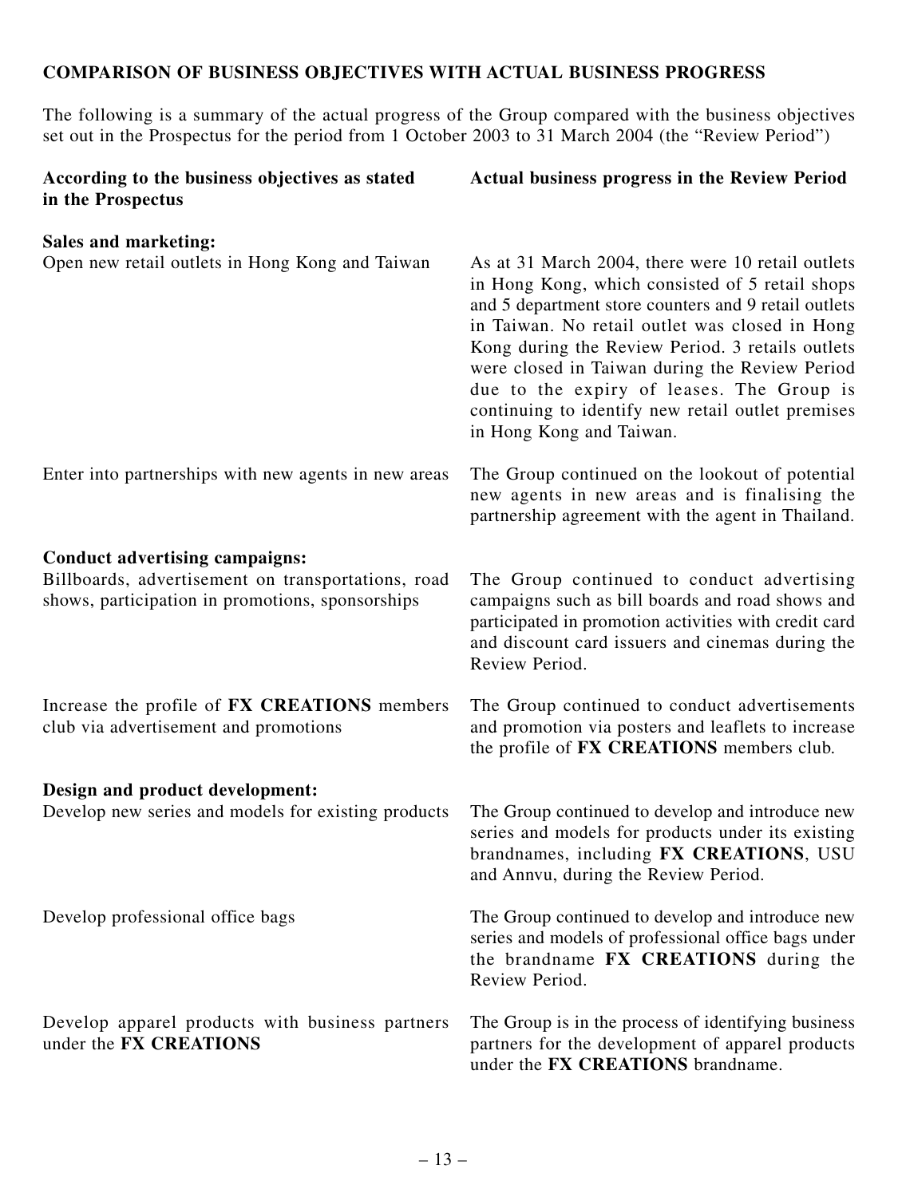## COMPARISON OF BUSINESS OBJECTIVES WITH ACTUAL BUSINESS PROGRESS

The following is a summary of the actual progress of the Group compared with the business objectives set out in the Prospectus for the period from 1 October 2003 to 31 March 2004 (the "Review Period")

| According to the business objectives as stated in the Prospectus | Actual business progress in the Review Period |
|---|---|
| **Sales and marketing:** | |
| Open new retail outlets in Hong Kong and Taiwan | As at 31 March 2004, there were 10 retail outlets in Hong Kong, which consisted of 5 retail shops and 5 department store counters and 9 retail outlets in Taiwan. No retail outlet was closed in Hong Kong during the Review Period. 3 retails outlets were closed in Taiwan during the Review Period due to the expiry of leases. The Group is continuing to identify new retail outlet premises in Hong Kong and Taiwan. |
| Enter into partnerships with new agents in new areas | The Group continued on the lookout of potential new agents in new areas and is finalising the partnership agreement with the agent in Thailand. |
| **Conduct advertising campaigns:** | |
| Billboards, advertisement on transportations, road shows, participation in promotions, sponsorships | The Group continued to conduct advertising campaigns such as bill boards and road shows and participated in promotion activities with credit card and discount card issuers and cinemas during the Review Period. |
| Increase the profile of **FX CREATIONS** members club via advertisement and promotions | The Group continued to conduct advertisements and promotion via posters and leaflets to increase the profile of **FX CREATIONS** members club. |
| **Design and product development:** | |
| Develop new series and models for existing products | The Group continued to develop and introduce new series and models for products under its existing brandnames, including **FX CREATIONS**, USU and Annvu, during the Review Period. |
| Develop professional office bags | The Group continued to develop and introduce new series and models of professional office bags under the brandname **FX CREATIONS** during the Review Period. |
| Develop apparel products with business partners under the **FX CREATIONS** | The Group is in the process of identifying business partners for the development of apparel products under the **FX CREATIONS** brandname. |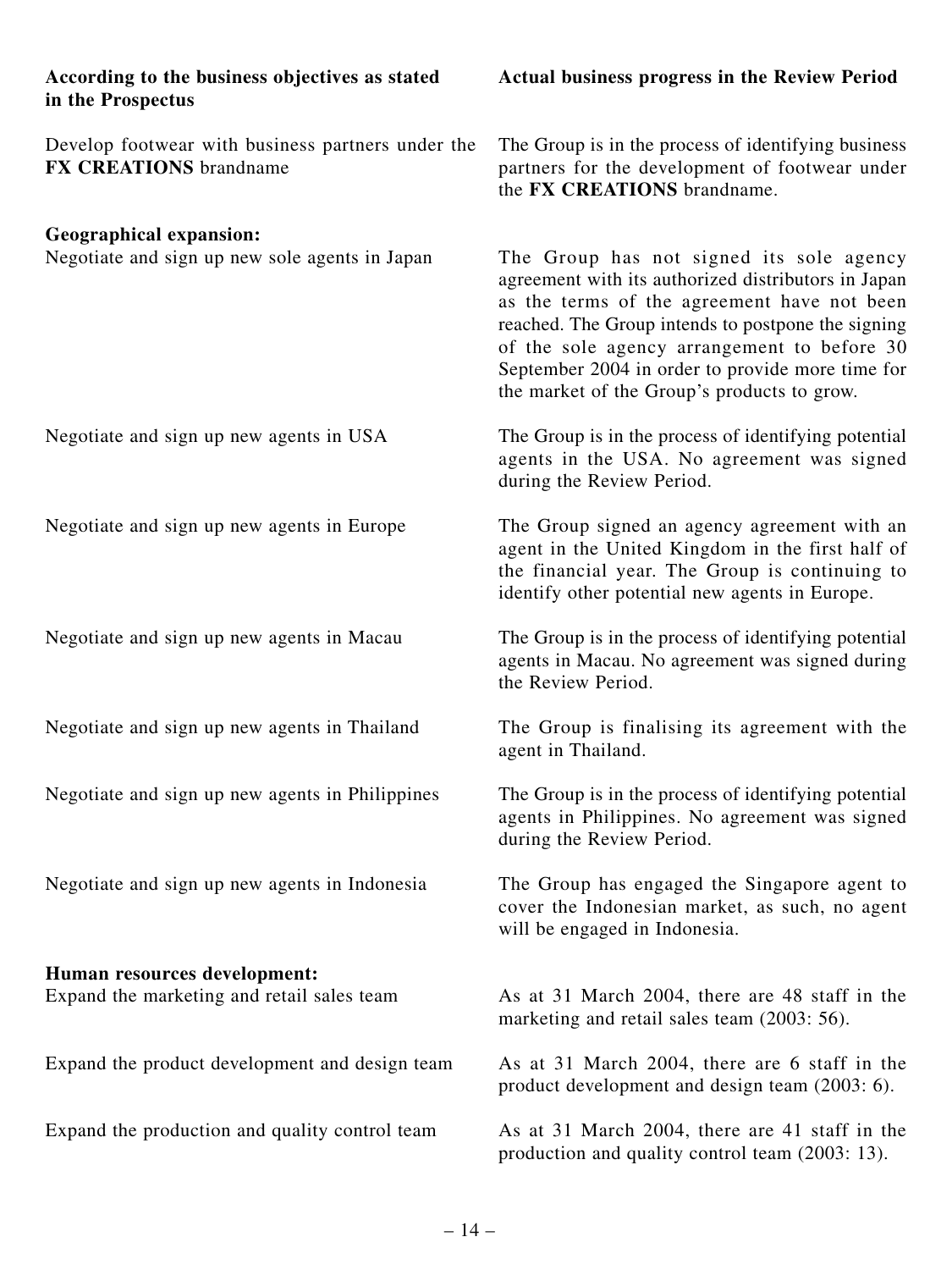| According to the business objectives as stated in the Prospectus | Actual business progress in the Review Period |
|---|---|
| Develop footwear with business partners under the **FX CREATIONS** brandname | The Group is in the process of identifying business partners for the development of footwear under the **FX CREATIONS** brandname. |
| **Geographical expansion:** | |
| Negotiate and sign up new sole agents in Japan | The Group has not signed its sole agency agreement with its authorized distributors in Japan as the terms of the agreement have not been reached. The Group intends to postpone the signing of the sole agency arrangement to before 30 September 2004 in order to provide more time for the market of the Group's products to grow. |
| Negotiate and sign up new agents in USA | The Group is in the process of identifying potential agents in the USA. No agreement was signed during the Review Period. |
| Negotiate and sign up new agents in Europe | The Group signed an agency agreement with an agent in the United Kingdom in the first half of the financial year. The Group is continuing to identify other potential new agents in Europe. |
| Negotiate and sign up new agents in Macau | The Group is in the process of identifying potential agents in Macau. No agreement was signed during the Review Period. |
| Negotiate and sign up new agents in Thailand | The Group is finalising its agreement with the agent in Thailand. |
| Negotiate and sign up new agents in Philippines | The Group is in the process of identifying potential agents in Philippines. No agreement was signed during the Review Period. |
| Negotiate and sign up new agents in Indonesia | The Group has engaged the Singapore agent to cover the Indonesian market, as such, no agent will be engaged in Indonesia. |
| **Human resources development:** | |
| Expand the marketing and retail sales team | As at 31 March 2004, there are 48 staff in the marketing and retail sales team (2003: 56). |
| Expand the product development and design team | As at 31 March 2004, there are 6 staff in the product development and design team (2003: 6). |
| Expand the production and quality control team | As at 31 March 2004, there are 41 staff in the production and quality control team (2003: 13). |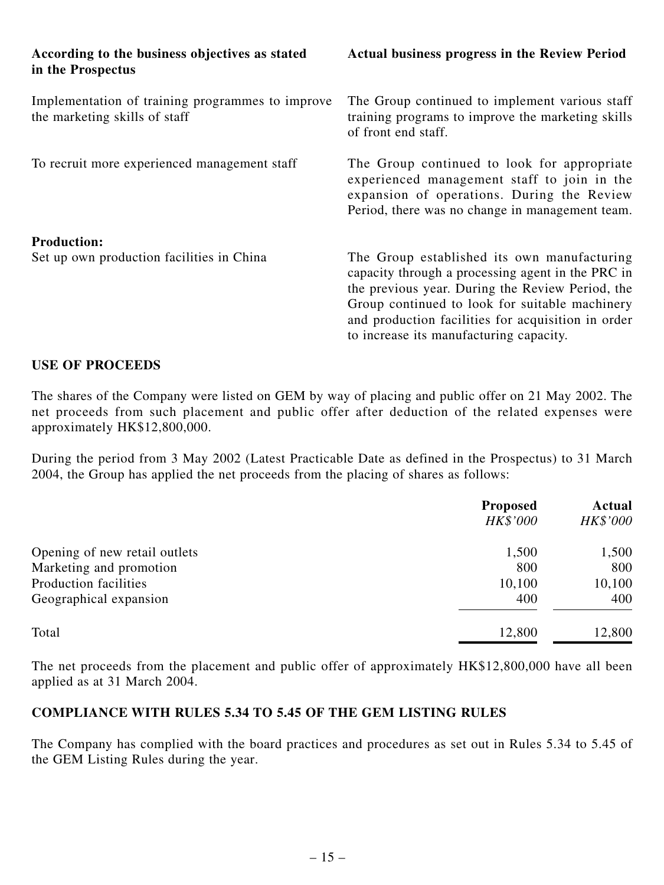| According to the business objectives as stated in the Prospectus | Actual business progress in the Review Period |
| --- | --- |
| Implementation of training programmes to improve the marketing skills of staff | The Group continued to implement various staff training programs to improve the marketing skills of front end staff. |
| To recruit more experienced management staff | The Group continued to look for appropriate experienced management staff to join in the expansion of operations. During the Review Period, there was no change in management team. |
| **Production:** | |
| Set up own production facilities in China | The Group established its own manufacturing capacity through a processing agent in the PRC in the previous year. During the Review Period, the Group continued to look for suitable machinery and production facilities for acquisition in order to increase its manufacturing capacity. |

## USE OF PROCEEDS

The shares of the Company were listed on GEM by way of placing and public offer on 21 May 2002. The net proceeds from such placement and public offer after deduction of the related expenses were approximately HK$12,800,000.

During the period from 3 May 2002 (Latest Practicable Date as defined in the Prospectus) to 31 March 2004, the Group has applied the net proceeds from the placing of shares as follows:

| | **Proposed** *HK$'000* | **Actual** *HK$'000* |
| --- | --- | --- |
| Opening of new retail outlets | 1,500 | 1,500 |
| Marketing and promotion | 800 | 800 |
| Production facilities | 10,100 | 10,100 |
| Geographical expansion | 400 | 400 |
| Total | 12,800 | 12,800 |

The net proceeds from the placement and public offer of approximately HK$12,800,000 have all been applied as at 31 March 2004.

## COMPLIANCE WITH RULES 5.34 TO 5.45 OF THE GEM LISTING RULES

The Company has complied with the board practices and procedures as set out in Rules 5.34 to 5.45 of the GEM Listing Rules during the year.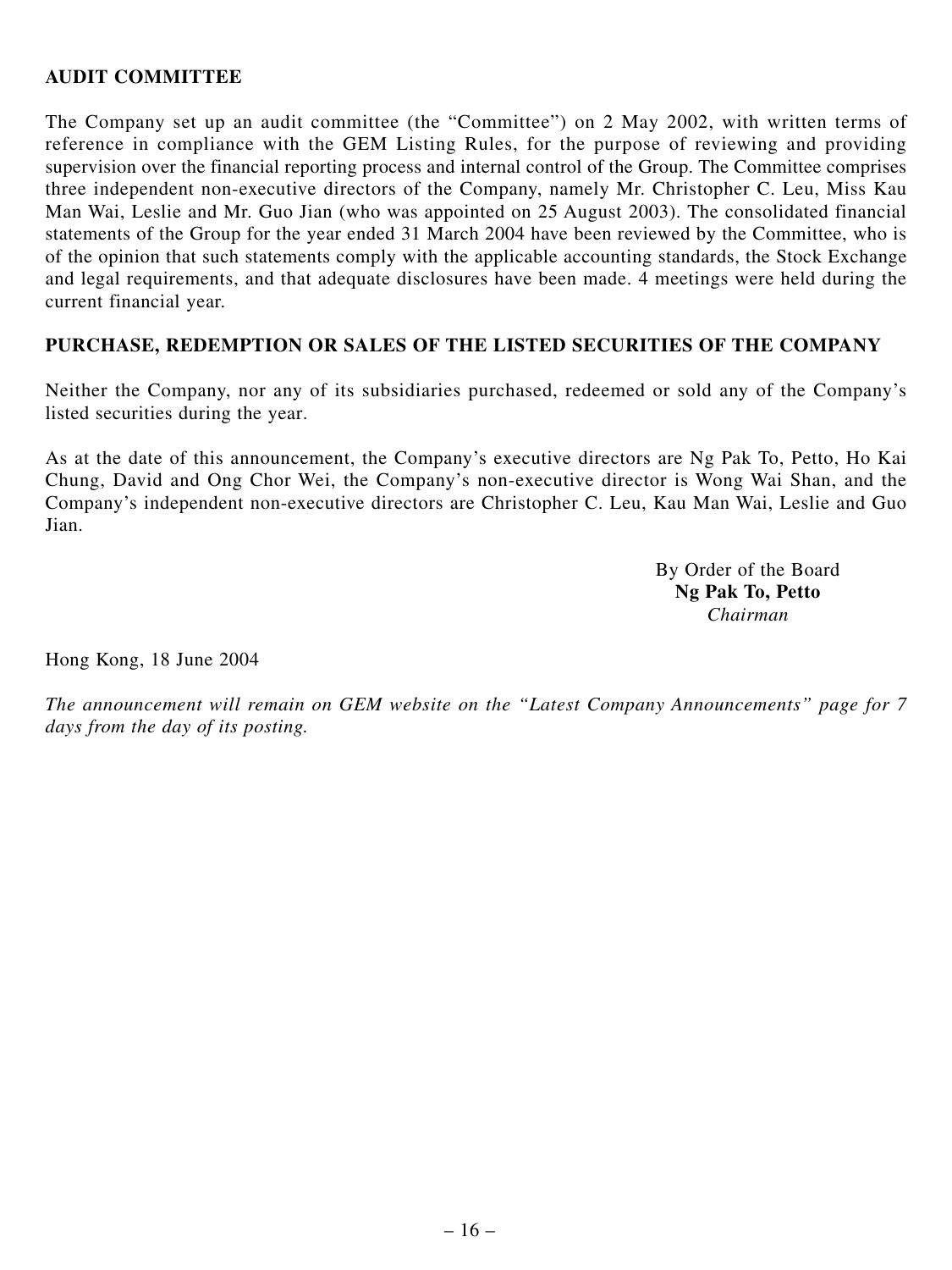## AUDIT COMMITTEE

The Company set up an audit committee (the "Committee") on 2 May 2002, with written terms of reference in compliance with the GEM Listing Rules, for the purpose of reviewing and providing supervision over the financial reporting process and internal control of the Group. The Committee comprises three independent non-executive directors of the Company, namely Mr. Christopher C. Leu, Miss Kau Man Wai, Leslie and Mr. Guo Jian (who was appointed on 25 August 2003). The consolidated financial statements of the Group for the year ended 31 March 2004 have been reviewed by the Committee, who is of the opinion that such statements comply with the applicable accounting standards, the Stock Exchange and legal requirements, and that adequate disclosures have been made. 4 meetings were held during the current financial year.

## PURCHASE, REDEMPTION OR SALES OF THE LISTED SECURITIES OF THE COMPANY

Neither the Company, nor any of its subsidiaries purchased, redeemed or sold any of the Company's listed securities during the year.

As at the date of this announcement, the Company's executive directors are Ng Pak To, Petto, Ho Kai Chung, David and Ong Chor Wei, the Company's non-executive director is Wong Wai Shan, and the Company's independent non-executive directors are Christopher C. Leu, Kau Man Wai, Leslie and Guo Jian.

By Order of the Board
**Ng Pak To, Petto**
*Chairman*

Hong Kong, 18 June 2004

*The announcement will remain on GEM website on the "Latest Company Announcements" page for 7 days from the day of its posting.*